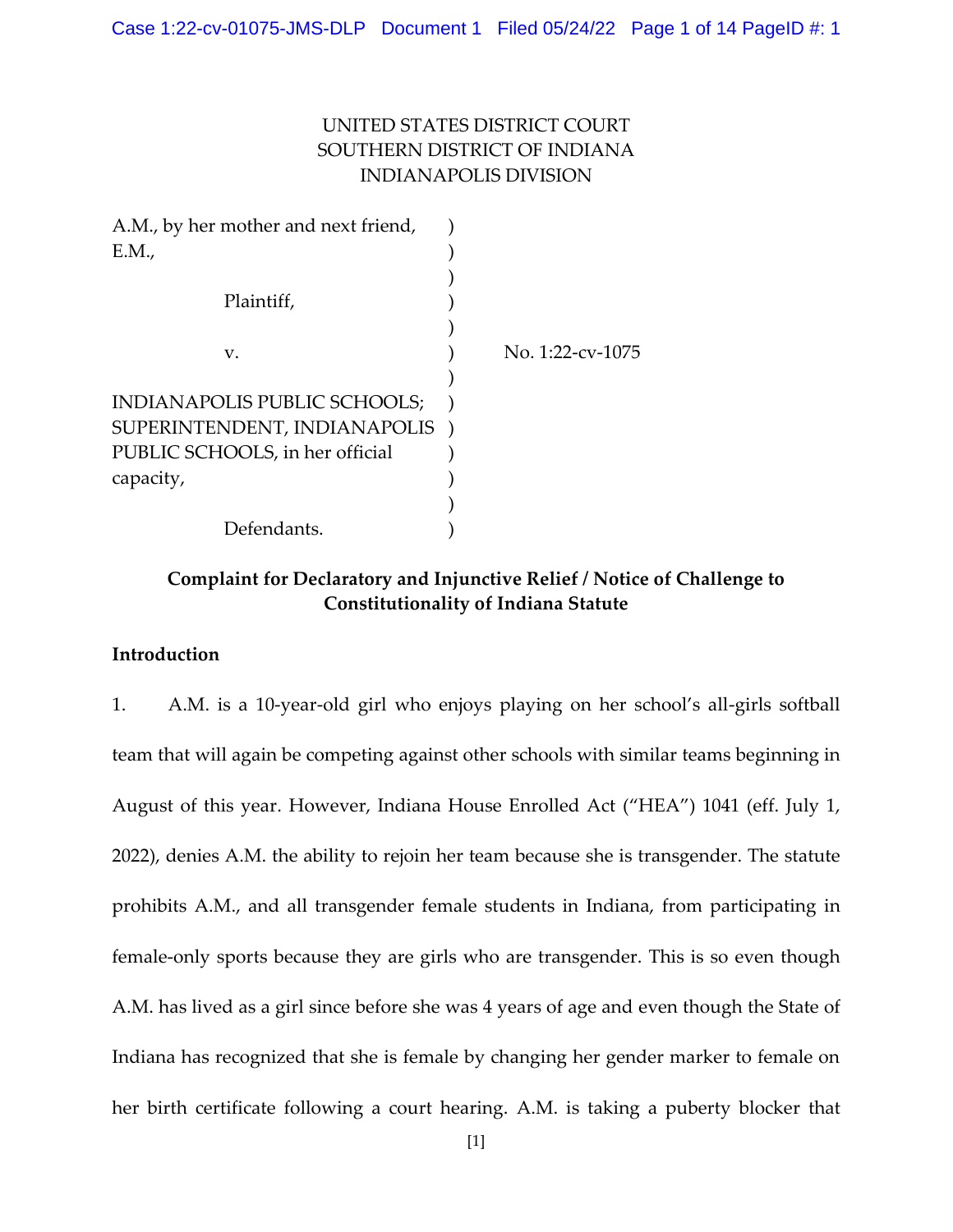UNITED STATES DISTRICT COURT
SOUTHERN DISTRICT OF INDIANA
INDIANAPOLIS DIVISION

A.M., by her mother and next friend, E.M.,

Plaintiff,

v.

INDIANAPOLIS PUBLIC SCHOOLS; SUPERINTENDENT, INDIANAPOLIS PUBLIC SCHOOLS, in her official capacity,

Defendants.

No. 1:22-cv-1075

**Complaint for Declaratory and Injunctive Relief / Notice of Challenge to Constitutionality of Indiana Statute**

**Introduction**

1. A.M. is a 10-year-old girl who enjoys playing on her school's all-girls softball team that will again be competing against other schools with similar teams beginning in August of this year. However, Indiana House Enrolled Act ("HEA") 1041 (eff. July 1, 2022), denies A.M. the ability to rejoin her team because she is transgender. The statute prohibits A.M., and all transgender female students in Indiana, from participating in female-only sports because they are girls who are transgender. This is so even though A.M. has lived as a girl since before she was 4 years of age and even though the State of Indiana has recognized that she is female by changing her gender marker to female on her birth certificate following a court hearing. A.M. is taking a puberty blocker that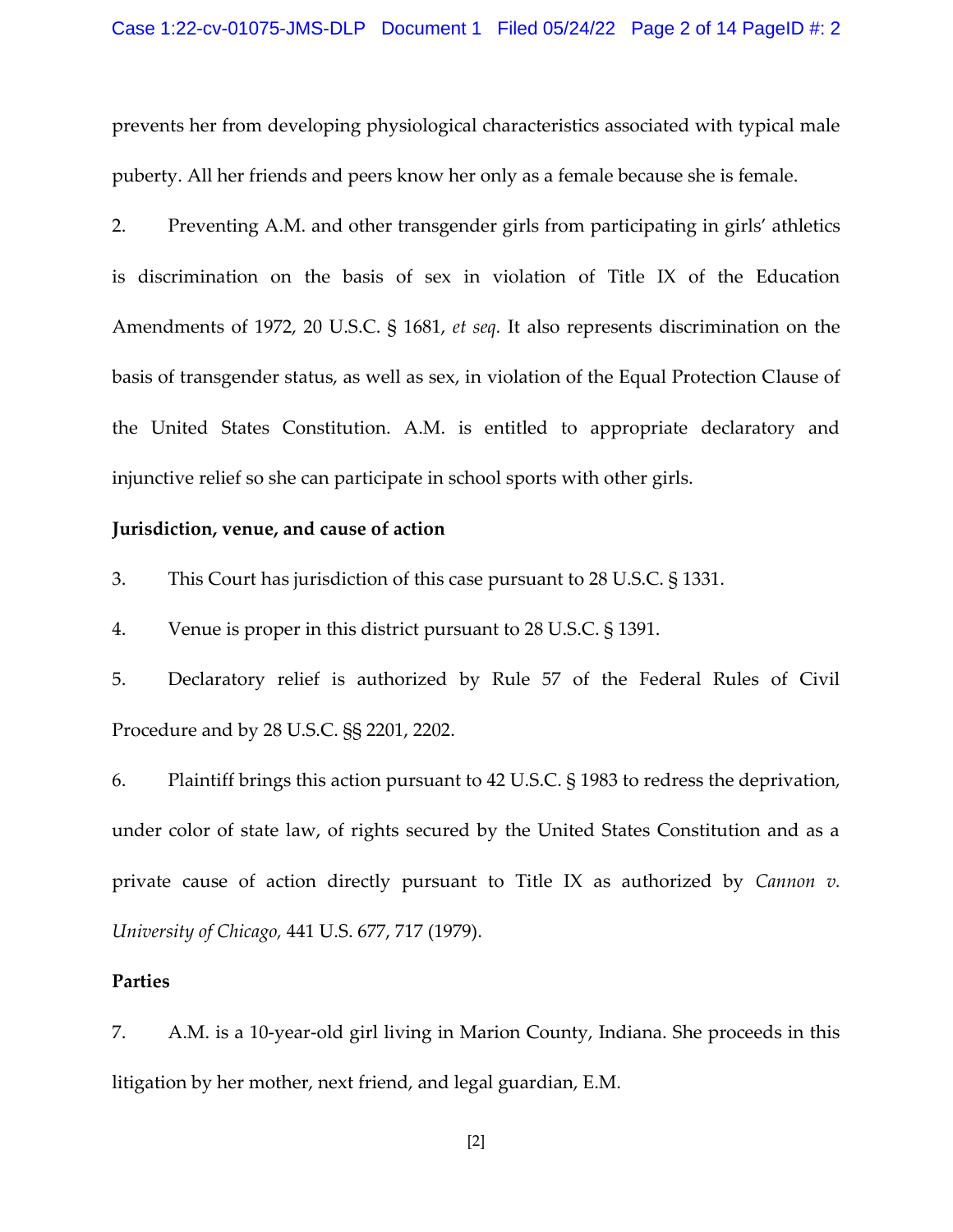prevents her from developing physiological characteristics associated with typical male puberty. All her friends and peers know her only as a female because she is female.

2. Preventing A.M. and other transgender girls from participating in girls' athletics is discrimination on the basis of sex in violation of Title IX of the Education Amendments of 1972, 20 U.S.C. § 1681, *et seq.* It also represents discrimination on the basis of transgender status, as well as sex, in violation of the Equal Protection Clause of the United States Constitution. A.M. is entitled to appropriate declaratory and injunctive relief so she can participate in school sports with other girls.

**Jurisdiction, venue, and cause of action**

3. This Court has jurisdiction of this case pursuant to 28 U.S.C. § 1331.

4. Venue is proper in this district pursuant to 28 U.S.C. § 1391.

5. Declaratory relief is authorized by Rule 57 of the Federal Rules of Civil Procedure and by 28 U.S.C. §§ 2201, 2202.

6. Plaintiff brings this action pursuant to 42 U.S.C. § 1983 to redress the deprivation, under color of state law, of rights secured by the United States Constitution and as a private cause of action directly pursuant to Title IX as authorized by *Cannon v. University of Chicago,* 441 U.S. 677, 717 (1979).

**Parties**

7. A.M. is a 10-year-old girl living in Marion County, Indiana. She proceeds in this litigation by her mother, next friend, and legal guardian, E.M.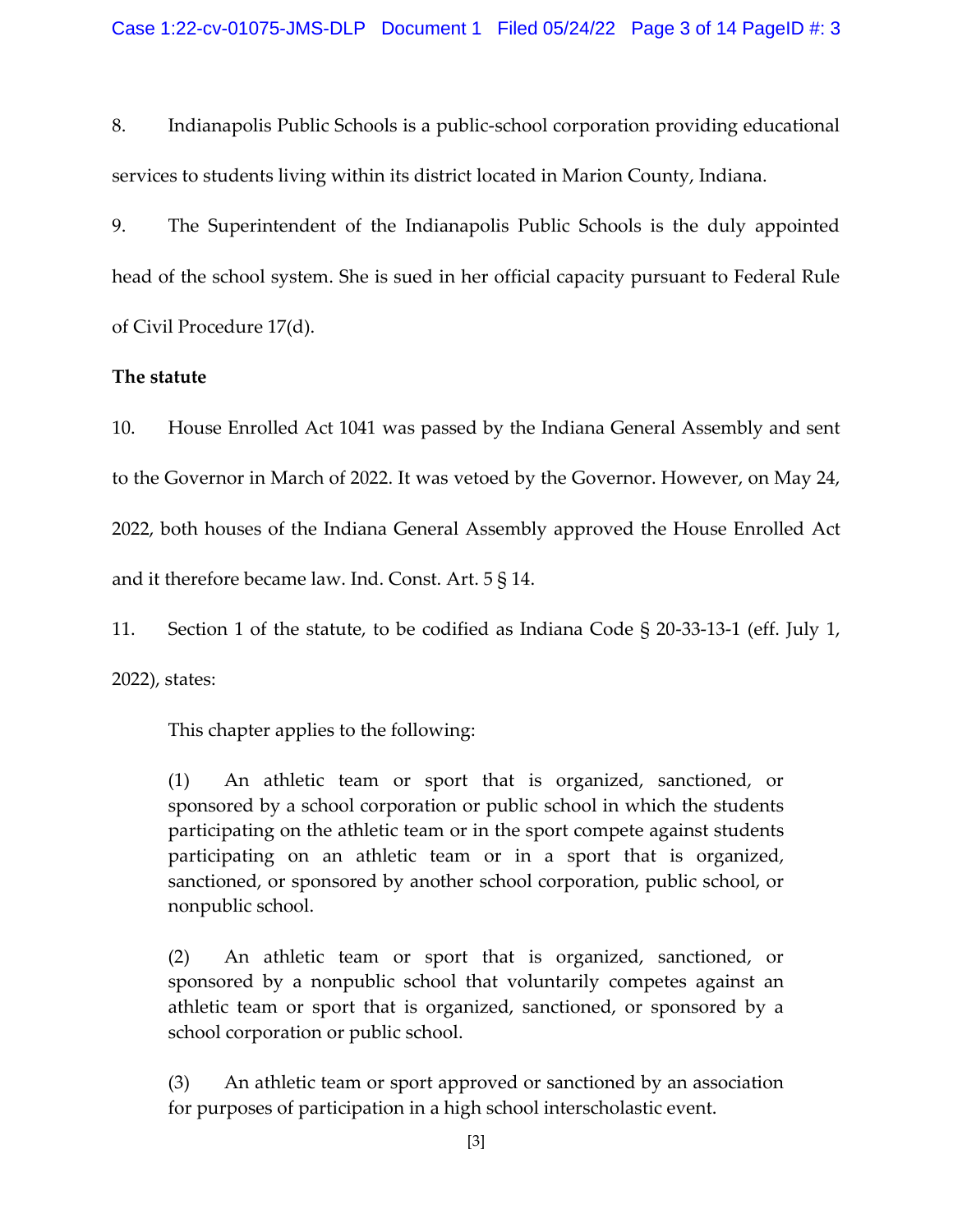8. Indianapolis Public Schools is a public-school corporation providing educational services to students living within its district located in Marion County, Indiana.

9. The Superintendent of the Indianapolis Public Schools is the duly appointed head of the school system. She is sued in her official capacity pursuant to Federal Rule of Civil Procedure 17(d).

**The statute**

10. House Enrolled Act 1041 was passed by the Indiana General Assembly and sent to the Governor in March of 2022. It was vetoed by the Governor. However, on May 24, 2022, both houses of the Indiana General Assembly approved the House Enrolled Act and it therefore became law. Ind. Const. Art. 5 § 14.

11. Section 1 of the statute, to be codified as Indiana Code § 20-33-13-1 (eff. July 1, 2022), states:

> This chapter applies to the following:
>
> (1) An athletic team or sport that is organized, sanctioned, or sponsored by a school corporation or public school in which the students participating on the athletic team or in the sport compete against students participating on an athletic team or in a sport that is organized, sanctioned, or sponsored by another school corporation, public school, or nonpublic school.
>
> (2) An athletic team or sport that is organized, sanctioned, or sponsored by a nonpublic school that voluntarily competes against an athletic team or sport that is organized, sanctioned, or sponsored by a school corporation or public school.
>
> (3) An athletic team or sport approved or sanctioned by an association for purposes of participation in a high school interscholastic event.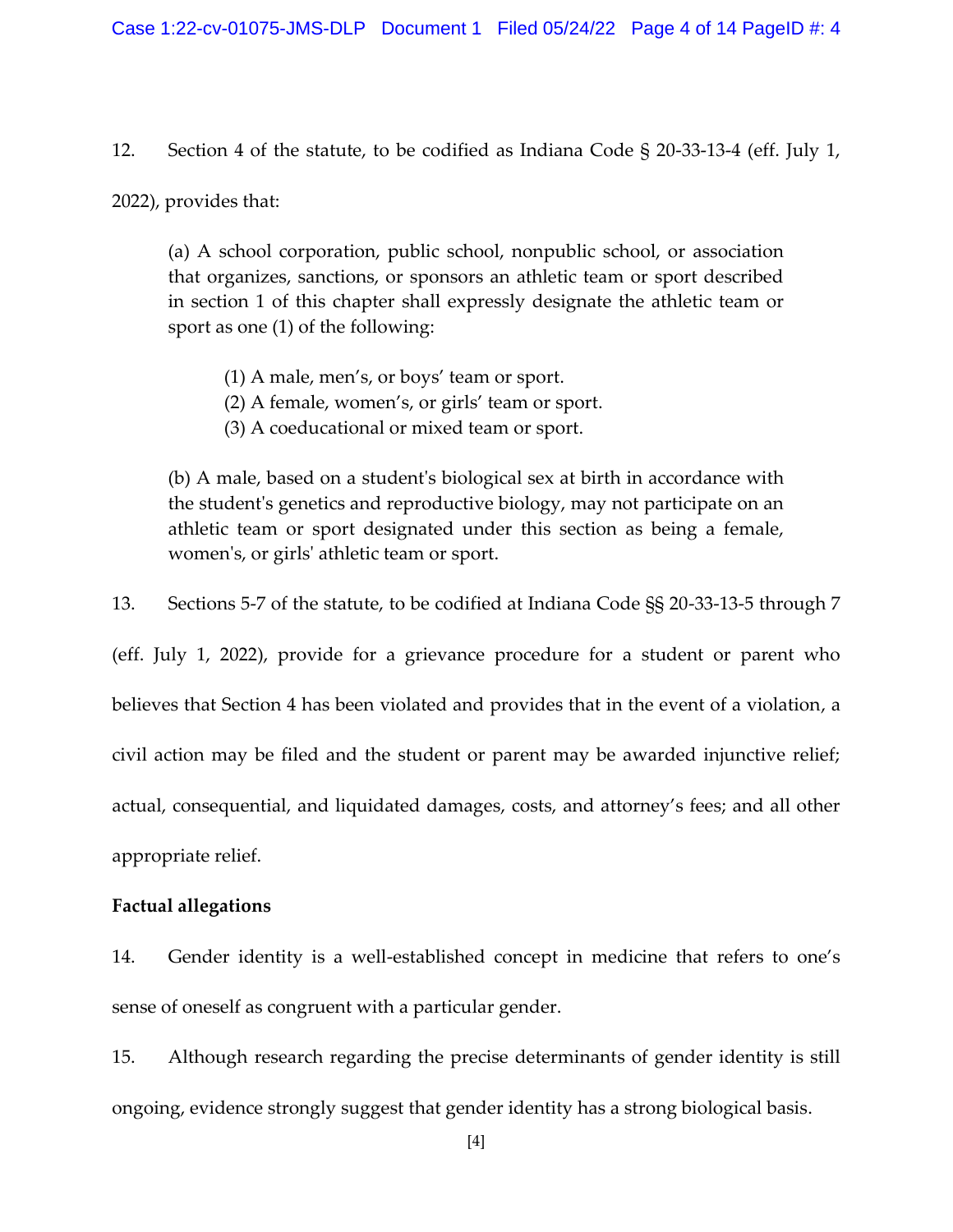12. Section 4 of the statute, to be codified as Indiana Code § 20-33-13-4 (eff. July 1, 2022), provides that:

> (a) A school corporation, public school, nonpublic school, or association that organizes, sanctions, or sponsors an athletic team or sport described in section 1 of this chapter shall expressly designate the athletic team or sport as one (1) of the following:
>
> > (1) A male, men's, or boys' team or sport.
> > (2) A female, women's, or girls' team or sport.
> > (3) A coeducational or mixed team or sport.
>
> (b) A male, based on a student's biological sex at birth in accordance with the student's genetics and reproductive biology, may not participate on an athletic team or sport designated under this section as being a female, women's, or girls' athletic team or sport.

13. Sections 5-7 of the statute, to be codified at Indiana Code §§ 20-33-13-5 through 7 (eff. July 1, 2022), provide for a grievance procedure for a student or parent who believes that Section 4 has been violated and provides that in the event of a violation, a civil action may be filed and the student or parent may be awarded injunctive relief; actual, consequential, and liquidated damages, costs, and attorney's fees; and all other appropriate relief.

**Factual allegations**

14. Gender identity is a well-established concept in medicine that refers to one's sense of oneself as congruent with a particular gender.

15. Although research regarding the precise determinants of gender identity is still ongoing, evidence strongly suggest that gender identity has a strong biological basis.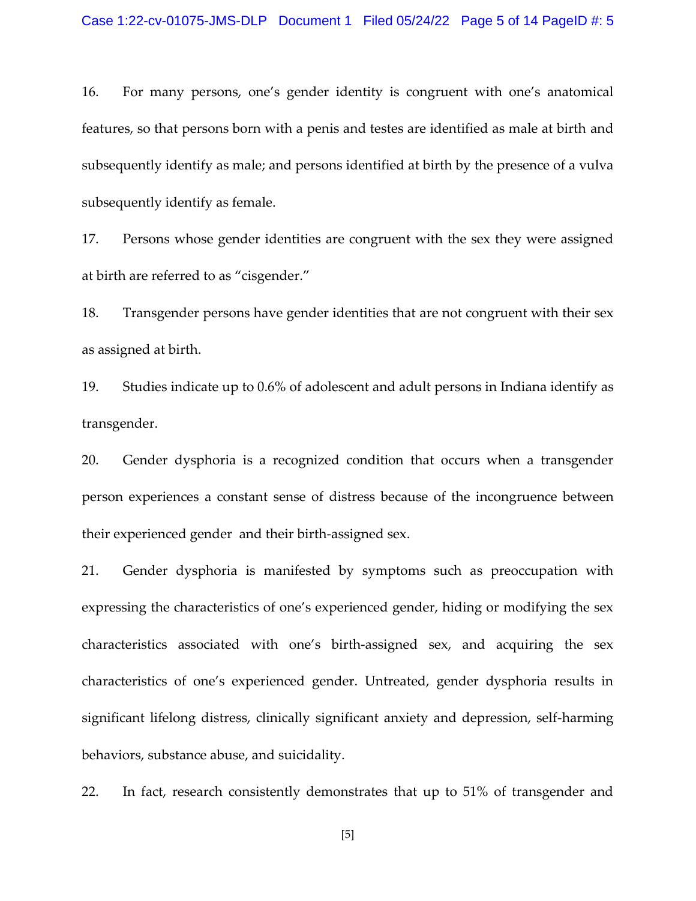16. For many persons, one's gender identity is congruent with one's anatomical features, so that persons born with a penis and testes are identified as male at birth and subsequently identify as male; and persons identified at birth by the presence of a vulva subsequently identify as female.

17. Persons whose gender identities are congruent with the sex they were assigned at birth are referred to as "cisgender."

18. Transgender persons have gender identities that are not congruent with their sex as assigned at birth.

19. Studies indicate up to 0.6% of adolescent and adult persons in Indiana identify as transgender.

20. Gender dysphoria is a recognized condition that occurs when a transgender person experiences a constant sense of distress because of the incongruence between their experienced gender and their birth-assigned sex.

21. Gender dysphoria is manifested by symptoms such as preoccupation with expressing the characteristics of one's experienced gender, hiding or modifying the sex characteristics associated with one's birth-assigned sex, and acquiring the sex characteristics of one's experienced gender. Untreated, gender dysphoria results in significant lifelong distress, clinically significant anxiety and depression, self-harming behaviors, substance abuse, and suicidality.

22. In fact, research consistently demonstrates that up to 51% of transgender and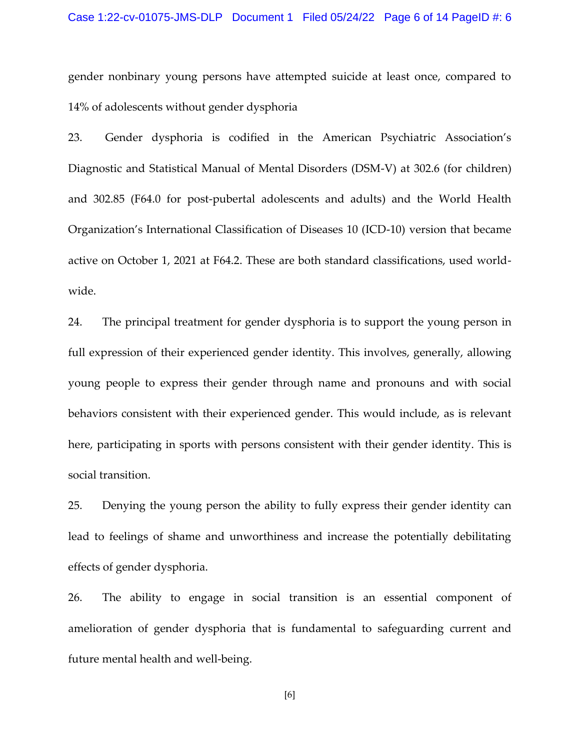gender nonbinary young persons have attempted suicide at least once, compared to 14% of adolescents without gender dysphoria

23. Gender dysphoria is codified in the American Psychiatric Association's Diagnostic and Statistical Manual of Mental Disorders (DSM-V) at 302.6 (for children) and 302.85 (F64.0 for post-pubertal adolescents and adults) and the World Health Organization's International Classification of Diseases 10 (ICD-10) version that became active on October 1, 2021 at F64.2. These are both standard classifications, used world-wide.

24. The principal treatment for gender dysphoria is to support the young person in full expression of their experienced gender identity. This involves, generally, allowing young people to express their gender through name and pronouns and with social behaviors consistent with their experienced gender. This would include, as is relevant here, participating in sports with persons consistent with their gender identity. This is social transition.

25. Denying the young person the ability to fully express their gender identity can lead to feelings of shame and unworthiness and increase the potentially debilitating effects of gender dysphoria.

26. The ability to engage in social transition is an essential component of amelioration of gender dysphoria that is fundamental to safeguarding current and future mental health and well-being.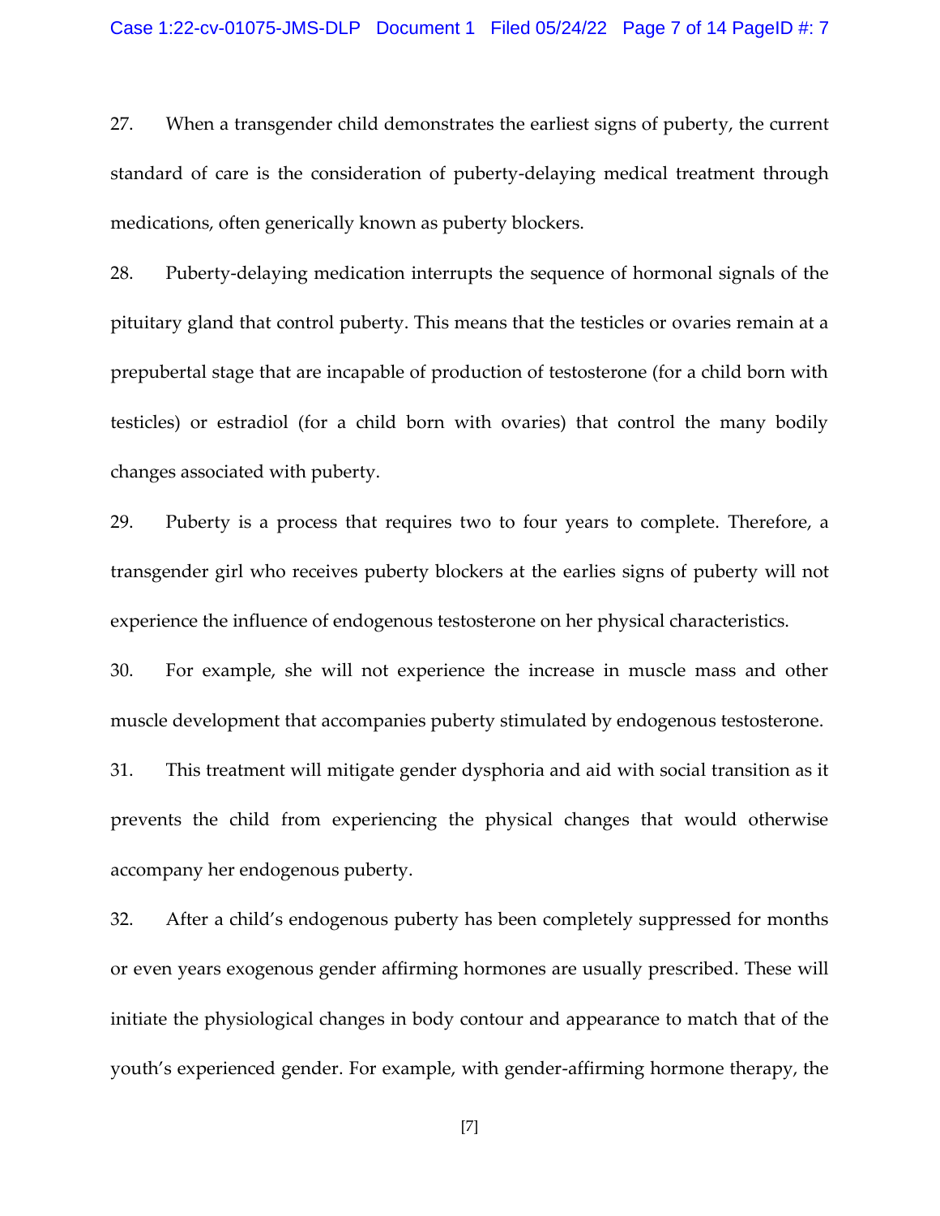27. When a transgender child demonstrates the earliest signs of puberty, the current standard of care is the consideration of puberty-delaying medical treatment through medications, often generically known as puberty blockers.

28. Puberty-delaying medication interrupts the sequence of hormonal signals of the pituitary gland that control puberty. This means that the testicles or ovaries remain at a prepubertal stage that are incapable of production of testosterone (for a child born with testicles) or estradiol (for a child born with ovaries) that control the many bodily changes associated with puberty.

29. Puberty is a process that requires two to four years to complete. Therefore, a transgender girl who receives puberty blockers at the earlies signs of puberty will not experience the influence of endogenous testosterone on her physical characteristics.

30. For example, she will not experience the increase in muscle mass and other muscle development that accompanies puberty stimulated by endogenous testosterone.

31. This treatment will mitigate gender dysphoria and aid with social transition as it prevents the child from experiencing the physical changes that would otherwise accompany her endogenous puberty.

32. After a child's endogenous puberty has been completely suppressed for months or even years exogenous gender affirming hormones are usually prescribed. These will initiate the physiological changes in body contour and appearance to match that of the youth's experienced gender. For example, with gender-affirming hormone therapy, the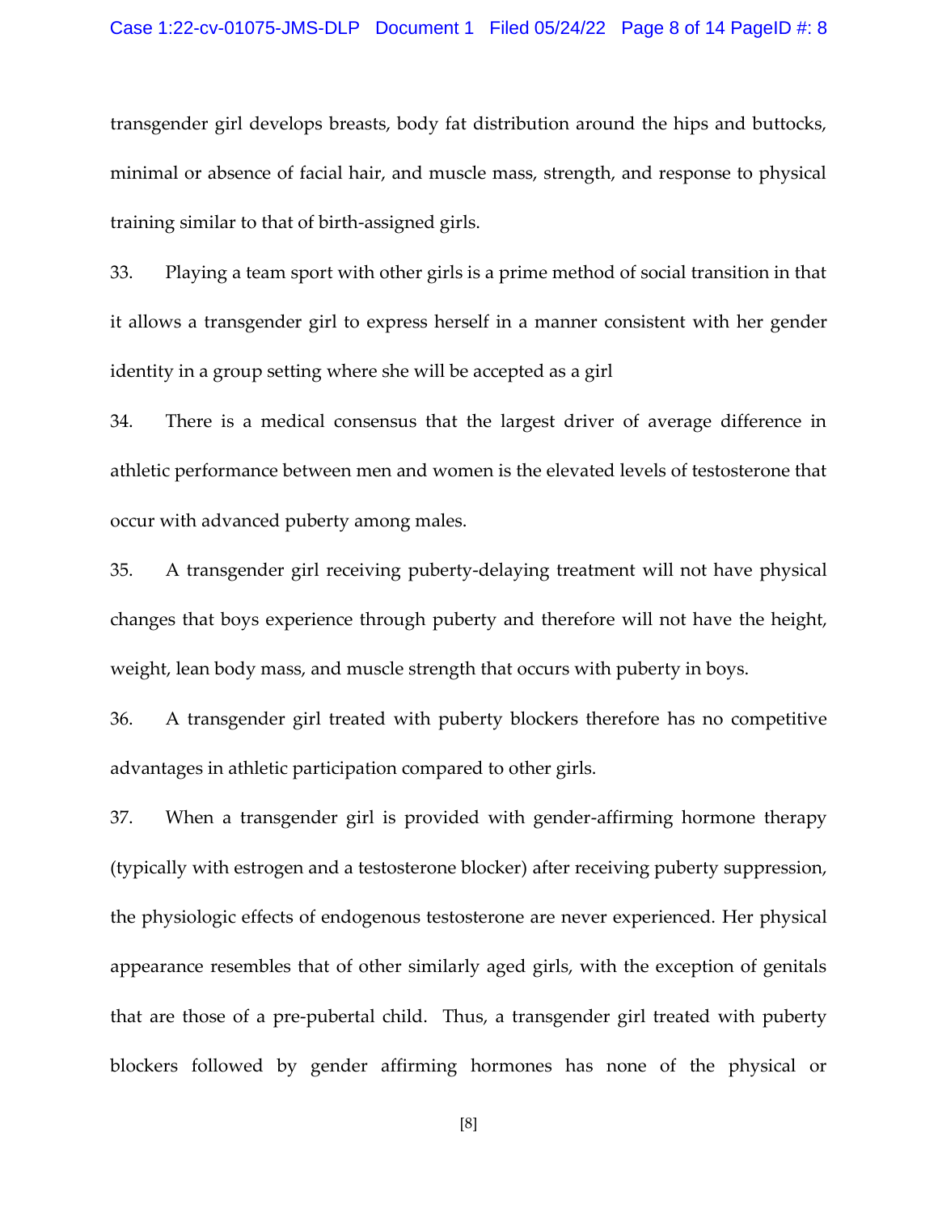transgender girl develops breasts, body fat distribution around the hips and buttocks, minimal or absence of facial hair, and muscle mass, strength, and response to physical training similar to that of birth-assigned girls.

33. Playing a team sport with other girls is a prime method of social transition in that it allows a transgender girl to express herself in a manner consistent with her gender identity in a group setting where she will be accepted as a girl

34. There is a medical consensus that the largest driver of average difference in athletic performance between men and women is the elevated levels of testosterone that occur with advanced puberty among males.

35. A transgender girl receiving puberty-delaying treatment will not have physical changes that boys experience through puberty and therefore will not have the height, weight, lean body mass, and muscle strength that occurs with puberty in boys.

36. A transgender girl treated with puberty blockers therefore has no competitive advantages in athletic participation compared to other girls.

37. When a transgender girl is provided with gender-affirming hormone therapy (typically with estrogen and a testosterone blocker) after receiving puberty suppression, the physiologic effects of endogenous testosterone are never experienced. Her physical appearance resembles that of other similarly aged girls, with the exception of genitals that are those of a pre-pubertal child. Thus, a transgender girl treated with puberty blockers followed by gender affirming hormones has none of the physical or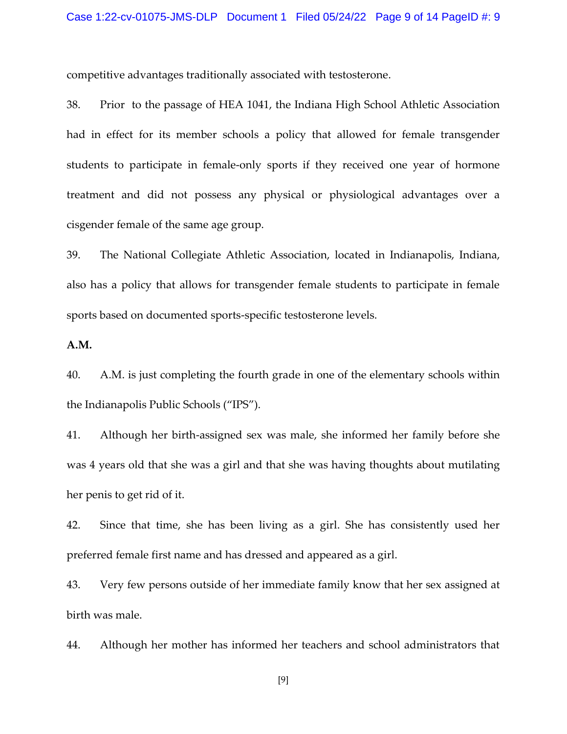competitive advantages traditionally associated with testosterone.

38. Prior to the passage of HEA 1041, the Indiana High School Athletic Association had in effect for its member schools a policy that allowed for female transgender students to participate in female-only sports if they received one year of hormone treatment and did not possess any physical or physiological advantages over a cisgender female of the same age group.

39. The National Collegiate Athletic Association, located in Indianapolis, Indiana, also has a policy that allows for transgender female students to participate in female sports based on documented sports-specific testosterone levels.

**A.M.**

40. A.M. is just completing the fourth grade in one of the elementary schools within the Indianapolis Public Schools ("IPS").

41. Although her birth-assigned sex was male, she informed her family before she was 4 years old that she was a girl and that she was having thoughts about mutilating her penis to get rid of it.

42. Since that time, she has been living as a girl. She has consistently used her preferred female first name and has dressed and appeared as a girl.

43. Very few persons outside of her immediate family know that her sex assigned at birth was male.

44. Although her mother has informed her teachers and school administrators that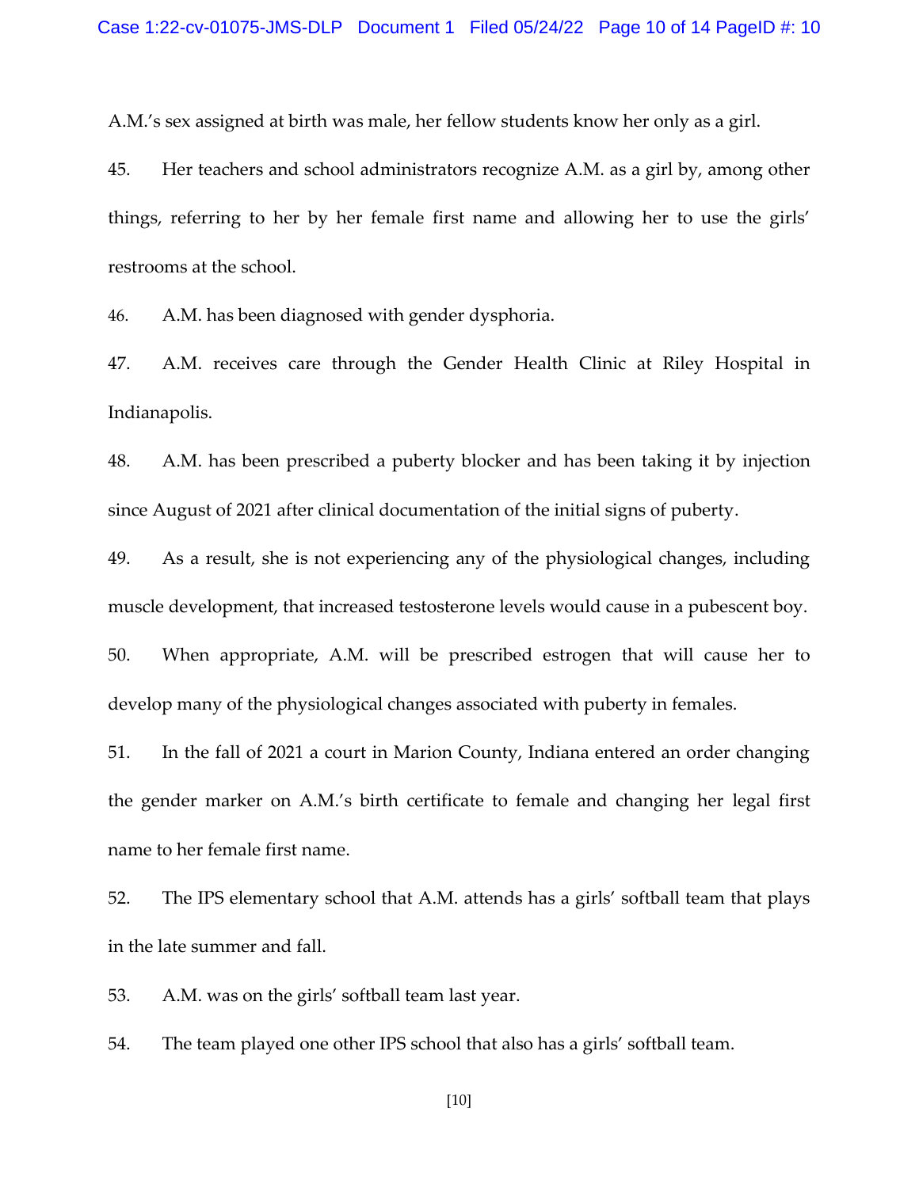A.M.'s sex assigned at birth was male, her fellow students know her only as a girl.

45. Her teachers and school administrators recognize A.M. as a girl by, among other things, referring to her by her female first name and allowing her to use the girls' restrooms at the school.

46. A.M. has been diagnosed with gender dysphoria.

47. A.M. receives care through the Gender Health Clinic at Riley Hospital in Indianapolis.

48. A.M. has been prescribed a puberty blocker and has been taking it by injection since August of 2021 after clinical documentation of the initial signs of puberty.

49. As a result, she is not experiencing any of the physiological changes, including muscle development, that increased testosterone levels would cause in a pubescent boy.

50. When appropriate, A.M. will be prescribed estrogen that will cause her to develop many of the physiological changes associated with puberty in females.

51. In the fall of 2021 a court in Marion County, Indiana entered an order changing the gender marker on A.M.'s birth certificate to female and changing her legal first name to her female first name.

52. The IPS elementary school that A.M. attends has a girls' softball team that plays in the late summer and fall.

53. A.M. was on the girls' softball team last year.

54. The team played one other IPS school that also has a girls' softball team.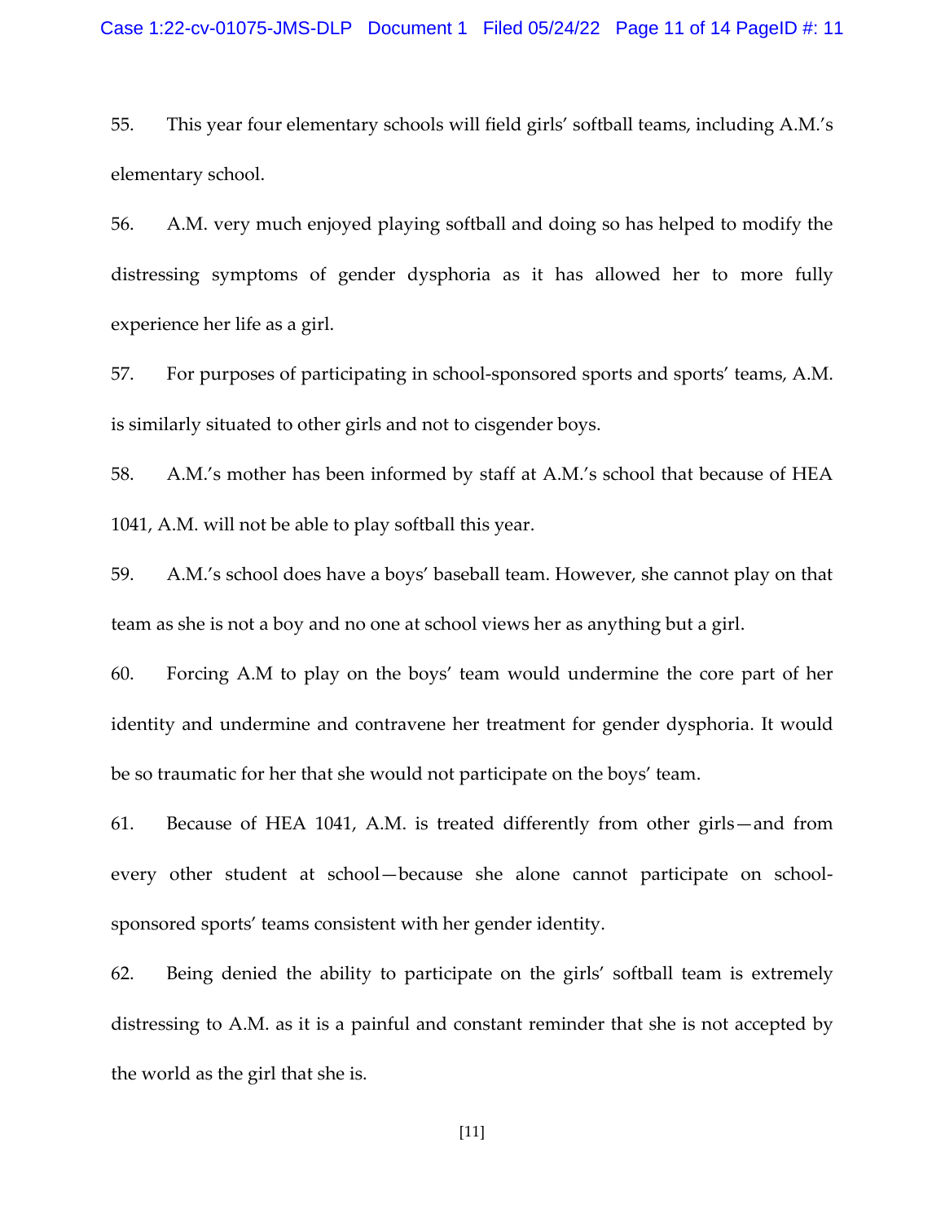55. This year four elementary schools will field girls' softball teams, including A.M.'s elementary school.

56. A.M. very much enjoyed playing softball and doing so has helped to modify the distressing symptoms of gender dysphoria as it has allowed her to more fully experience her life as a girl.

57. For purposes of participating in school-sponsored sports and sports' teams, A.M. is similarly situated to other girls and not to cisgender boys.

58. A.M.'s mother has been informed by staff at A.M.'s school that because of HEA 1041, A.M. will not be able to play softball this year.

59. A.M.'s school does have a boys' baseball team. However, she cannot play on that team as she is not a boy and no one at school views her as anything but a girl.

60. Forcing A.M to play on the boys' team would undermine the core part of her identity and undermine and contravene her treatment for gender dysphoria. It would be so traumatic for her that she would not participate on the boys' team.

61. Because of HEA 1041, A.M. is treated differently from other girls—and from every other student at school—because she alone cannot participate on school-sponsored sports' teams consistent with her gender identity.

62. Being denied the ability to participate on the girls' softball team is extremely distressing to A.M. as it is a painful and constant reminder that she is not accepted by the world as the girl that she is.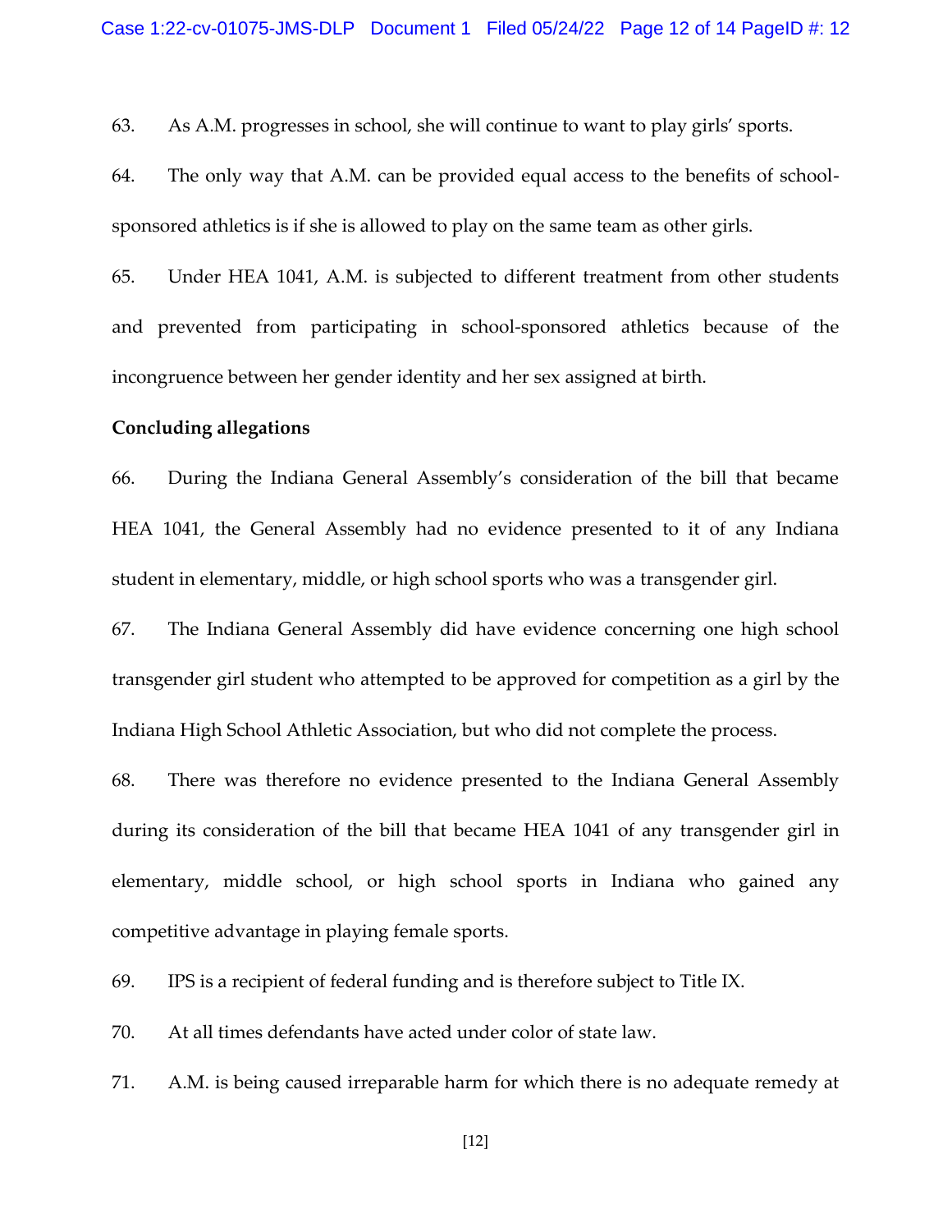63. As A.M. progresses in school, she will continue to want to play girls' sports.

64. The only way that A.M. can be provided equal access to the benefits of school-sponsored athletics is if she is allowed to play on the same team as other girls.

65. Under HEA 1041, A.M. is subjected to different treatment from other students and prevented from participating in school-sponsored athletics because of the incongruence between her gender identity and her sex assigned at birth.

**Concluding allegations**

66. During the Indiana General Assembly's consideration of the bill that became HEA 1041, the General Assembly had no evidence presented to it of any Indiana student in elementary, middle, or high school sports who was a transgender girl.

67. The Indiana General Assembly did have evidence concerning one high school transgender girl student who attempted to be approved for competition as a girl by the Indiana High School Athletic Association, but who did not complete the process.

68. There was therefore no evidence presented to the Indiana General Assembly during its consideration of the bill that became HEA 1041 of any transgender girl in elementary, middle school, or high school sports in Indiana who gained any competitive advantage in playing female sports.

69. IPS is a recipient of federal funding and is therefore subject to Title IX.

70. At all times defendants have acted under color of state law.

71. A.M. is being caused irreparable harm for which there is no adequate remedy at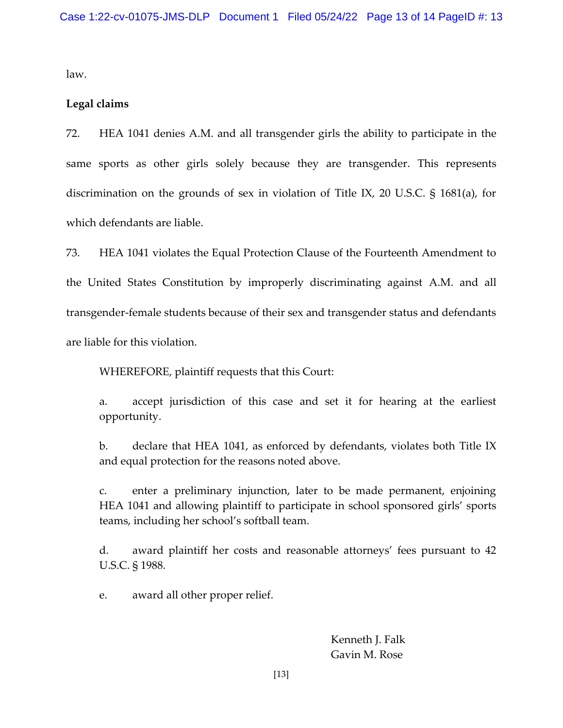law.

**Legal claims**

72. HEA 1041 denies A.M. and all transgender girls the ability to participate in the same sports as other girls solely because they are transgender. This represents discrimination on the grounds of sex in violation of Title IX, 20 U.S.C. § 1681(a), for which defendants are liable.

73. HEA 1041 violates the Equal Protection Clause of the Fourteenth Amendment to the United States Constitution by improperly discriminating against A.M. and all transgender-female students because of their sex and transgender status and defendants are liable for this violation.

WHEREFORE, plaintiff requests that this Court:

a. accept jurisdiction of this case and set it for hearing at the earliest opportunity.

b. declare that HEA 1041, as enforced by defendants, violates both Title IX and equal protection for the reasons noted above.

c. enter a preliminary injunction, later to be made permanent, enjoining HEA 1041 and allowing plaintiff to participate in school sponsored girls' sports teams, including her school's softball team.

d. award plaintiff her costs and reasonable attorneys' fees pursuant to 42 U.S.C. § 1988.

e. award all other proper relief.

Kenneth J. Falk
Gavin M. Rose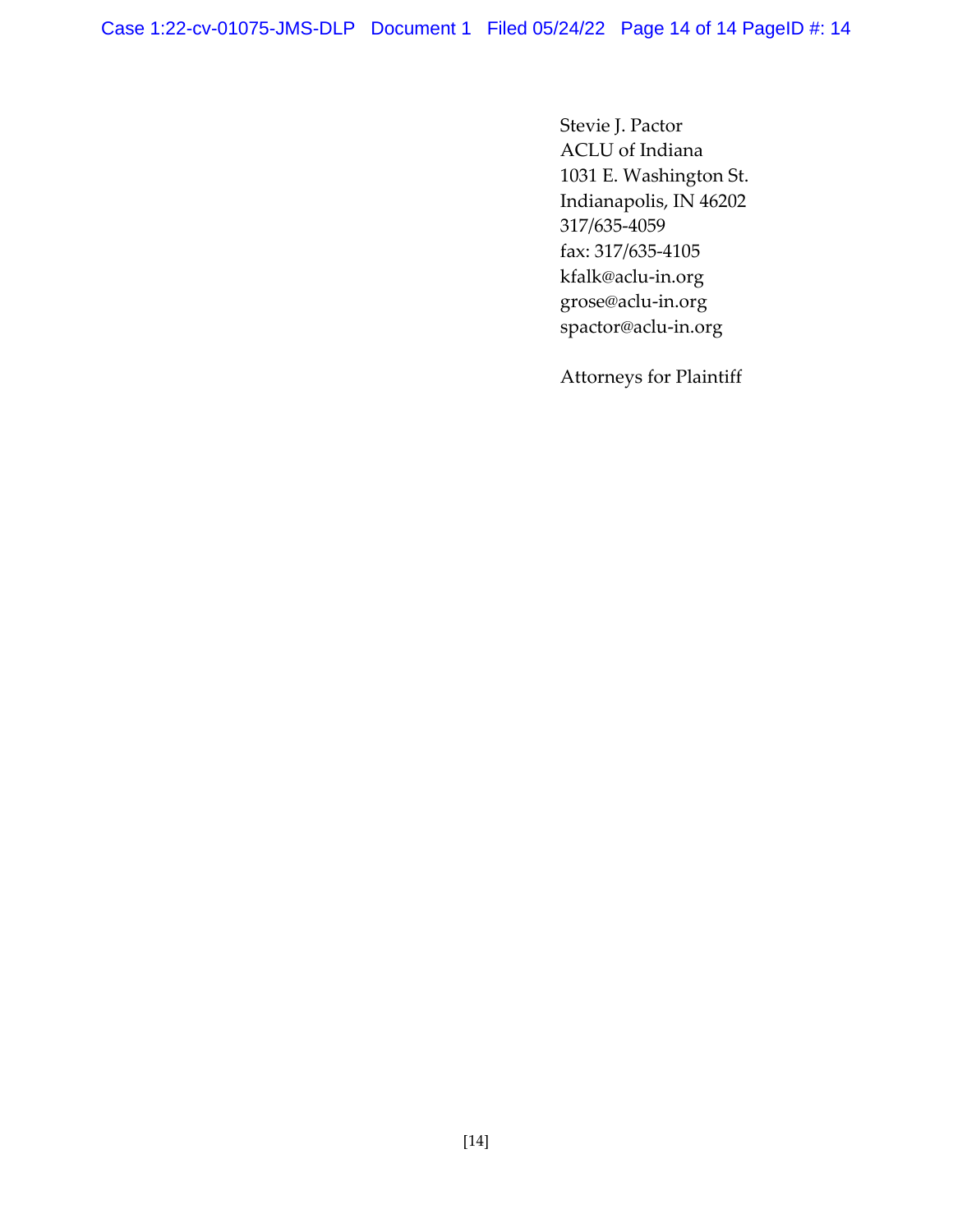Stevie J. Pactor
ACLU of Indiana
1031 E. Washington St.
Indianapolis, IN 46202
317/635-4059
fax: 317/635-4105
kfalk@aclu-in.org
grose@aclu-in.org
spactor@aclu-in.org

Attorneys for Plaintiff